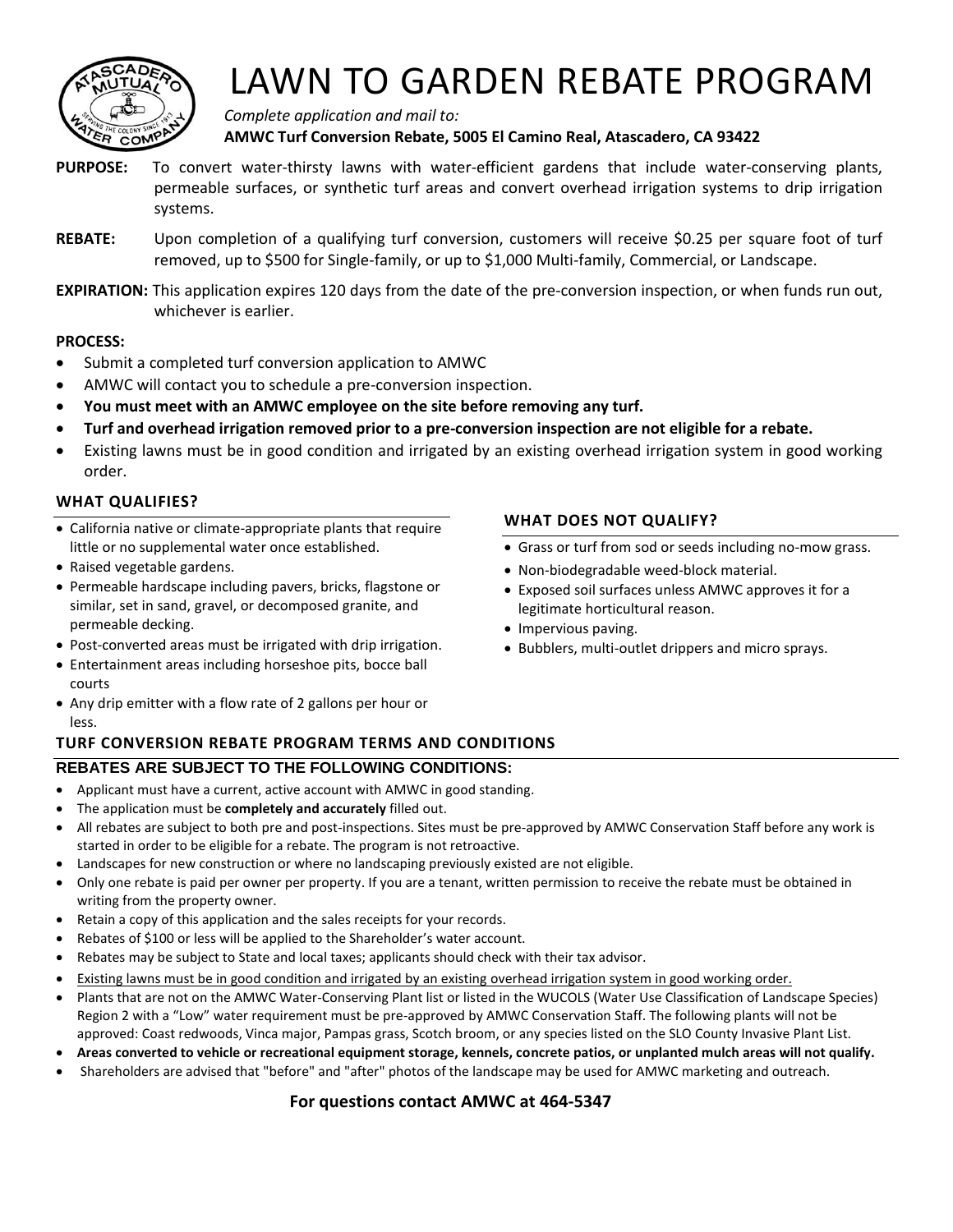# LAWN TO GARDEN REBATE PROGRAM

*Complete application and mail to:*

**AMWC Turf Conversion Rebate, 5005 El Camino Real, Atascadero, CA 93422**

**PURPOSE:** To convert water-thirsty lawns with water-efficient gardens that include water-conserving plants, permeable surfaces, or synthetic turf areas and convert overhead irrigation systems to drip irrigation systems.

**REBATE:** Upon completion of a qualifying turf conversion, customers will receive $0.25 per square foot of turf removed, up to $500 for Single-family, or up to $1,000 Multi-family, Commercial, or Landscape.

**EXPIRATION:** This application expires 120 days from the date of the pre-conversion inspection, or when funds run out, whichever is earlier.

**PROCESS:**

- Submit a completed turf conversion application to AMWC
- AMWC will contact you to schedule a pre-conversion inspection.
- **You must meet with an AMWC employee on the site before removing any turf.**
- **Turf and overhead irrigation removed prior to a pre-conversion inspection are not eligible for a rebate.**
- Existing lawns must be in good condition and irrigated by an existing overhead irrigation system in good working order.

### WHAT QUALIFIES?

- California native or climate-appropriate plants that require little or no supplemental water once established.
- Raised vegetable gardens.
- Permeable hardscape including pavers, bricks, flagstone or similar, set in sand, gravel, or decomposed granite, and permeable decking.
- Post-converted areas must be irrigated with drip irrigation.
- Entertainment areas including horseshoe pits, bocce ball courts
- Any drip emitter with a flow rate of 2 gallons per hour or less.

### WHAT DOES NOT QUALIFY?

- Grass or turf from sod or seeds including no-mow grass.
- Non-biodegradable weed-block material.
- Exposed soil surfaces unless AMWC approves it for a legitimate horticultural reason.
- Impervious paving.
- Bubblers, multi-outlet drippers and micro sprays.

### TURF CONVERSION REBATE PROGRAM TERMS AND CONDITIONS

**REBATES ARE SUBJECT TO THE FOLLOWING CONDITIONS:**

- Applicant must have a current, active account with AMWC in good standing.
- The application must be **completely and accurately** filled out.
- All rebates are subject to both pre and post-inspections. Sites must be pre-approved by AMWC Conservation Staff before any work is started in order to be eligible for a rebate. The program is not retroactive.
- Landscapes for new construction or where no landscaping previously existed are not eligible.
- Only one rebate is paid per owner per property. If you are a tenant, written permission to receive the rebate must be obtained in writing from the property owner.
- Retain a copy of this application and the sales receipts for your records.
- Rebates of $100 or less will be applied to the Shareholder's water account.
- Rebates may be subject to State and local taxes; applicants should check with their tax advisor.
- <u>Existing lawns must be in good condition and irrigated by an existing overhead irrigation system in good working order.</u>
- Plants that are not on the AMWC Water-Conserving Plant list or listed in the WUCOLS (Water Use Classification of Landscape Species) Region 2 with a "Low" water requirement must be pre-approved by AMWC Conservation Staff. The following plants will not be approved: Coast redwoods, Vinca major, Pampas grass, Scotch broom, or any species listed on the SLO County Invasive Plant List.
- **Areas converted to vehicle or recreational equipment storage, kennels, concrete patios, or unplanted mulch areas will not qualify.**
- Shareholders are advised that "before" and "after" photos of the landscape may be used for AMWC marketing and outreach.

**For questions contact AMWC at 464-5347**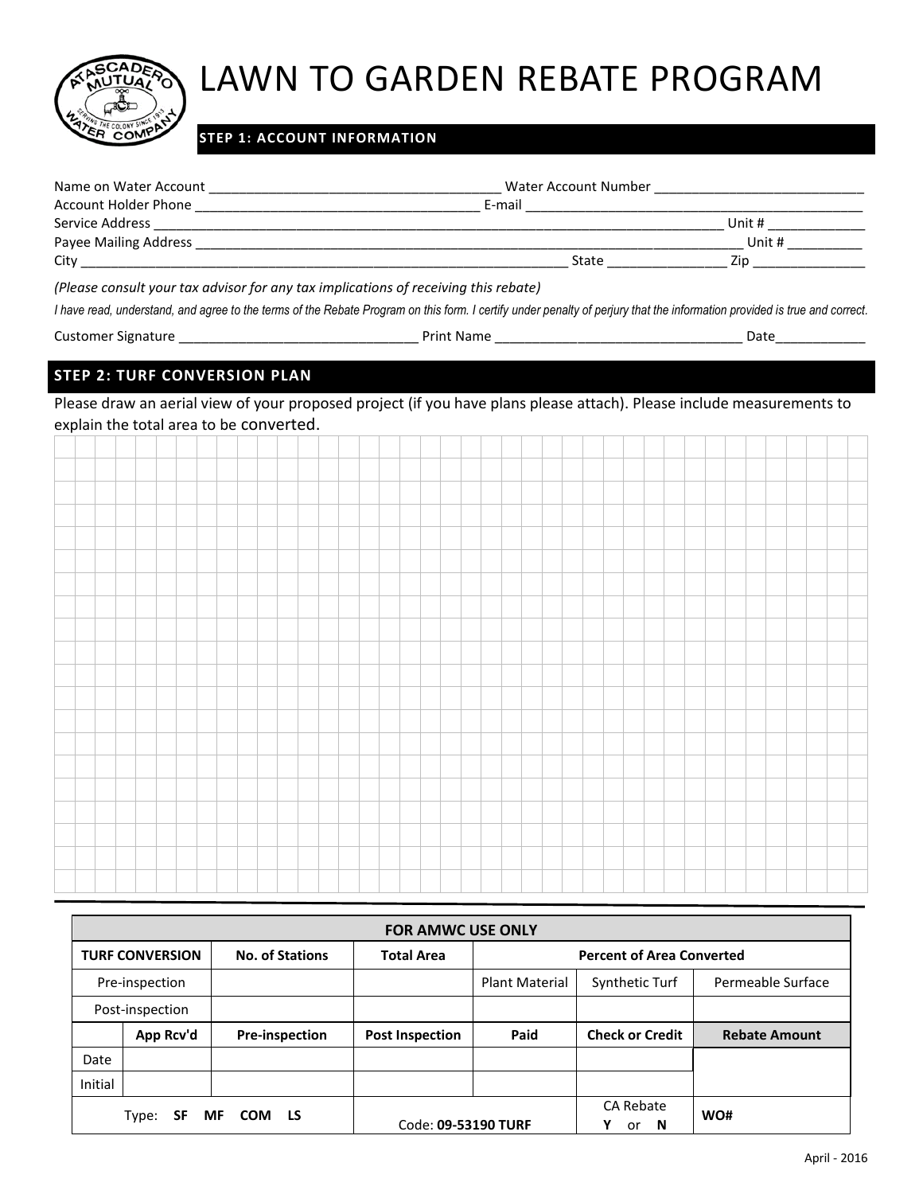# LAWN TO GARDEN REBATE PROGRAM

## STEP 1: ACCOUNT INFORMATION

Name on Water Account ________________________________________ Water Account Number ____________________________

Account Holder Phone ______________________________________ E-mail ______________________________________________

Service Address ____________________________________________________________________________ Unit # _____________

Payee Mailing Address _______________________________________________________________________ Unit # __________

City _____________________________________________________________________ State ________________ Zip _______________

*(Please consult your tax advisor for any tax implications of receiving this rebate)*

*I have read, understand, and agree to the terms of the Rebate Program on this form. I certify under penalty of perjury that the information provided is true and correct.*

Customer Signature ________________________________ Print Name __________________________________ Date____________

## STEP 2: TURF CONVERSION PLAN

Please draw an aerial view of your proposed project (if you have plans please attach). Please include measurements to explain the total area to be converted.

| FOR AMWC USE ONLY | | | | | | |
|---|---|---|---|---|---|---|
| **TURF CONVERSION** | | **No. of Stations** | **Total Area** | **Percent of Area Converted** | | |
| Pre-inspection | | | | Plant Material | Synthetic Turf | Permeable Surface |
| Post-inspection | | | | | | |
| | **App Rcv'd** | **Pre-inspection** | **Post Inspection** | **Paid** | **Check or Credit** | **Rebate Amount** |
| Date | | | | | | |
| Initial | | | | | | |
| Type: **SF MF COM LS** | | | Code: **09-53190 TURF** | | CA Rebate **Y** or **N** | **WO#** |

April - 2016